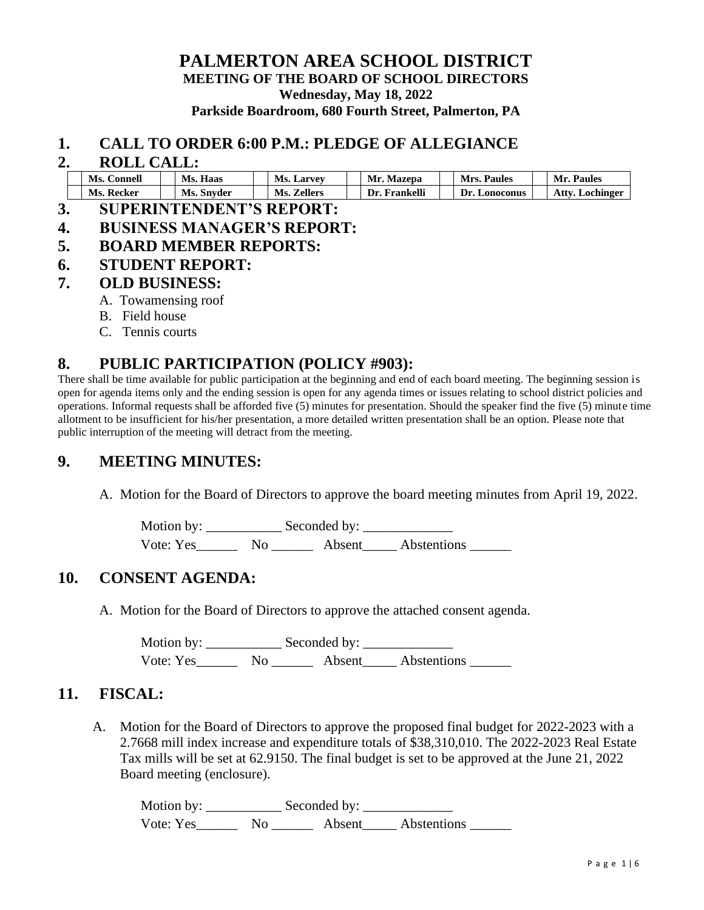# PALMERTON AREA SCHOOL DISTRICT

**MEETING OF THE BOARD OF SCHOOL DIRECTORS**

**Wednesday, May 18, 2022**

**Parkside Boardroom, 680 Fourth Street, Palmerton, PA**

## 1. CALL TO ORDER 6:00 P.M.: PLEDGE OF ALLEGIANCE

## 2. ROLL CALL:

| | | | | | | | | | | | |
|---|---|---|---|---|---|---|---|---|---|---|---|
| | Ms. Connell | | Ms. Haas | | Ms. Larvey | | Mr. Mazepa | | Mrs. Paules | | Mr. Paules |
| | Ms. Recker | | Ms. Snyder | | Ms. Zellers | | Dr. Frankelli | | Dr. Lonoconus | | Atty. Lochinger |

## 3. SUPERINTENDENT'S REPORT:

## 4. BUSINESS MANAGER'S REPORT:

## 5. BOARD MEMBER REPORTS:

## 6. STUDENT REPORT:

## 7. OLD BUSINESS:

A. Towamensing roof
B. Field house
C. Tennis courts

## 8. PUBLIC PARTICIPATION (POLICY #903):

There shall be time available for public participation at the beginning and end of each board meeting. The beginning session is open for agenda items only and the ending session is open for any agenda times or issues relating to school district policies and operations. Informal requests shall be afforded five (5) minutes for presentation. Should the speaker find the five (5) minute time allotment to be insufficient for his/her presentation, a more detailed written presentation shall be an option. Please note that public interruption of the meeting will detract from the meeting.

## 9. MEETING MINUTES:

A. Motion for the Board of Directors to approve the board meeting minutes from April 19, 2022.

Motion by: ___________ Seconded by: _____________
Vote: Yes______ No ______ Absent_____ Abstentions ______

## 10. CONSENT AGENDA:

A. Motion for the Board of Directors to approve the attached consent agenda.

Motion by: ___________ Seconded by: _____________
Vote: Yes______ No ______ Absent_____ Abstentions ______

## 11. FISCAL:

A. Motion for the Board of Directors to approve the proposed final budget for 2022-2023 with a 2.7668 mill index increase and expenditure totals of $38,310,010. The 2022-2023 Real Estate Tax mills will be set at 62.9150. The final budget is set to be approved at the June 21, 2022 Board meeting (enclosure).

Motion by: ___________ Seconded by: _____________
Vote: Yes______ No ______ Absent_____ Abstentions ______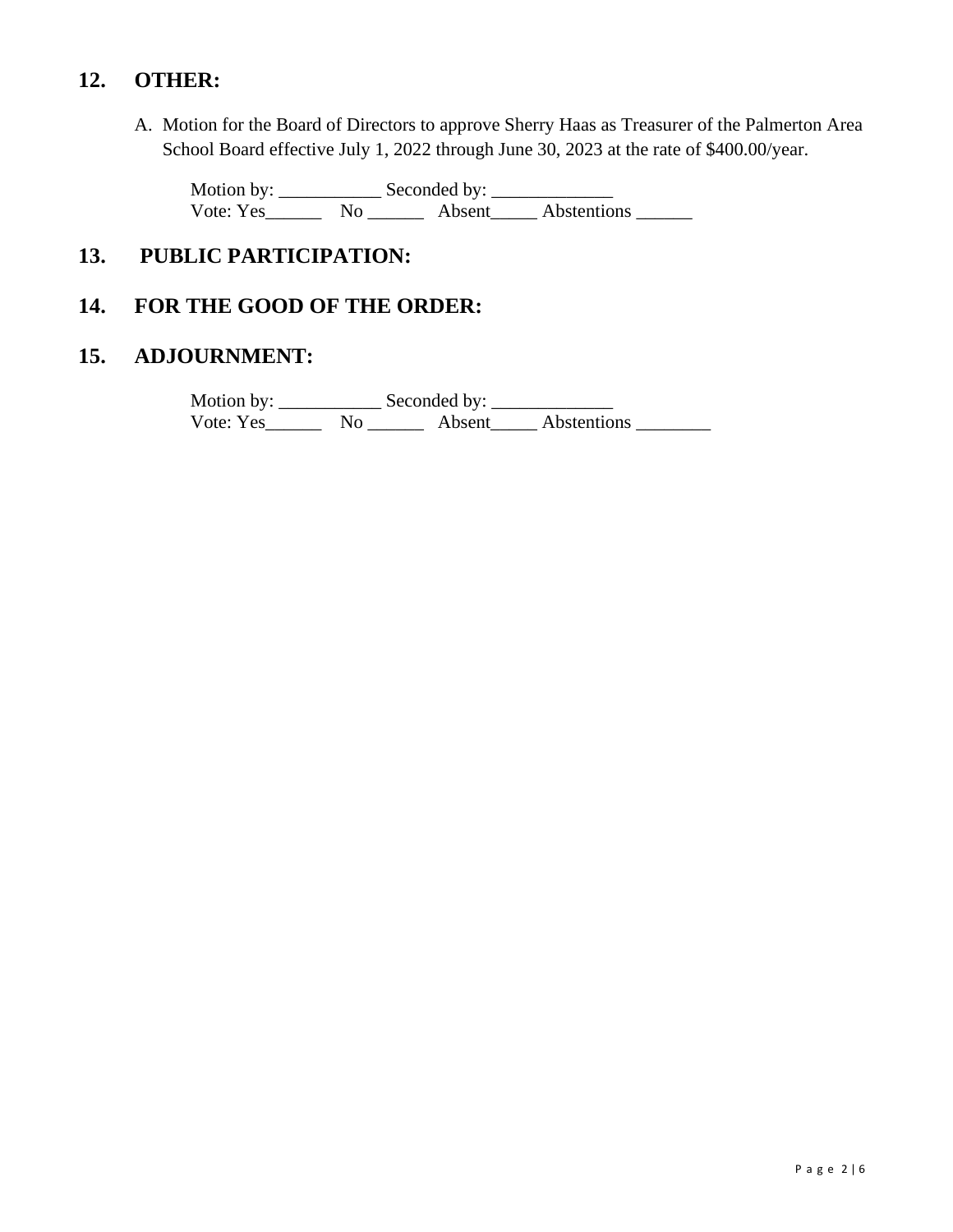## 12. OTHER:

A. Motion for the Board of Directors to approve Sherry Haas as Treasurer of the Palmerton Area School Board effective July 1, 2022 through June 30, 2023 at the rate of $400.00/year.

Motion by: ___________ Seconded by: _____________
Vote: Yes______ No ______ Absent_____ Abstentions ______

## 13. PUBLIC PARTICIPATION:

## 14. FOR THE GOOD OF THE ORDER:

## 15. ADJOURNMENT:

Motion by: ___________ Seconded by: _____________
Vote: Yes______ No ______ Absent_____ Abstentions ________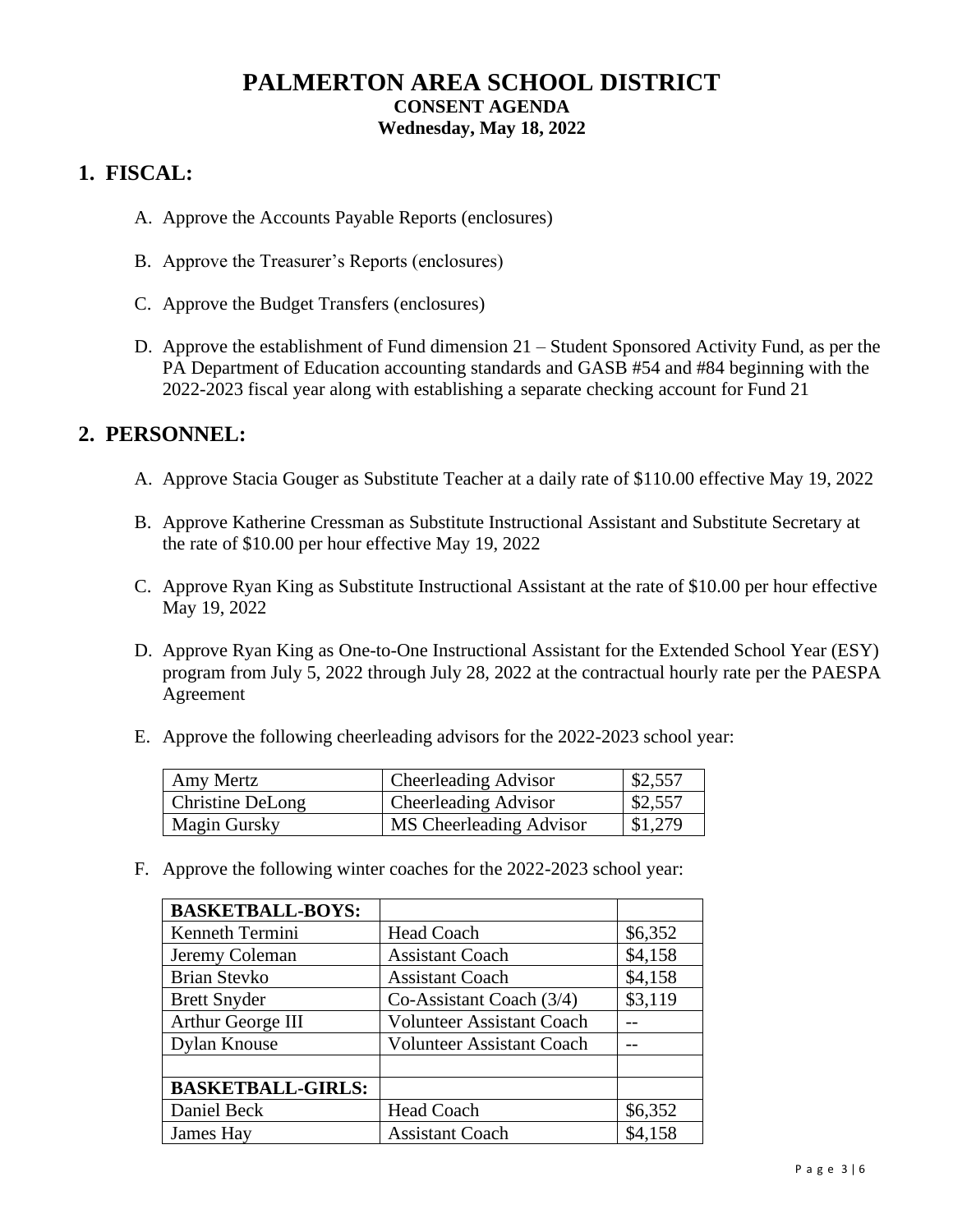# PALMERTON AREA SCHOOL DISTRICT

**CONSENT AGENDA**

**Wednesday, May 18, 2022**

## 1. FISCAL:

A. Approve the Accounts Payable Reports (enclosures)

B. Approve the Treasurer's Reports (enclosures)

C. Approve the Budget Transfers (enclosures)

D. Approve the establishment of Fund dimension 21 – Student Sponsored Activity Fund, as per the PA Department of Education accounting standards and GASB #54 and #84 beginning with the 2022-2023 fiscal year along with establishing a separate checking account for Fund 21

## 2. PERSONNEL:

A. Approve Stacia Gouger as Substitute Teacher at a daily rate of $110.00 effective May 19, 2022

B. Approve Katherine Cressman as Substitute Instructional Assistant and Substitute Secretary at the rate of $10.00 per hour effective May 19, 2022

C. Approve Ryan King as Substitute Instructional Assistant at the rate of $10.00 per hour effective May 19, 2022

D. Approve Ryan King as One-to-One Instructional Assistant for the Extended School Year (ESY) program from July 5, 2022 through July 28, 2022 at the contractual hourly rate per the PAESPA Agreement

E. Approve the following cheerleading advisors for the 2022-2023 school year:

| | | |
|---|---|---|
| Amy Mertz | Cheerleading Advisor | $2,557 |
| Christine DeLong | Cheerleading Advisor | $2,557 |
| Magin Gursky | MS Cheerleading Advisor | $1,279 |

F. Approve the following winter coaches for the 2022-2023 school year:

| | | |
|---|---|---|
| **BASKETBALL-BOYS:** | | |
| Kenneth Termini | Head Coach | $6,352 |
| Jeremy Coleman | Assistant Coach | $4,158 |
| Brian Stevko | Assistant Coach | $4,158 |
| Brett Snyder | Co-Assistant Coach (3/4) | $3,119 |
| Arthur George III | Volunteer Assistant Coach | -- |
| Dylan Knouse | Volunteer Assistant Coach | -- |
| | | |
| **BASKETBALL-GIRLS:** | | |
| Daniel Beck | Head Coach | $6,352 |
| James Hay | Assistant Coach | $4,158 |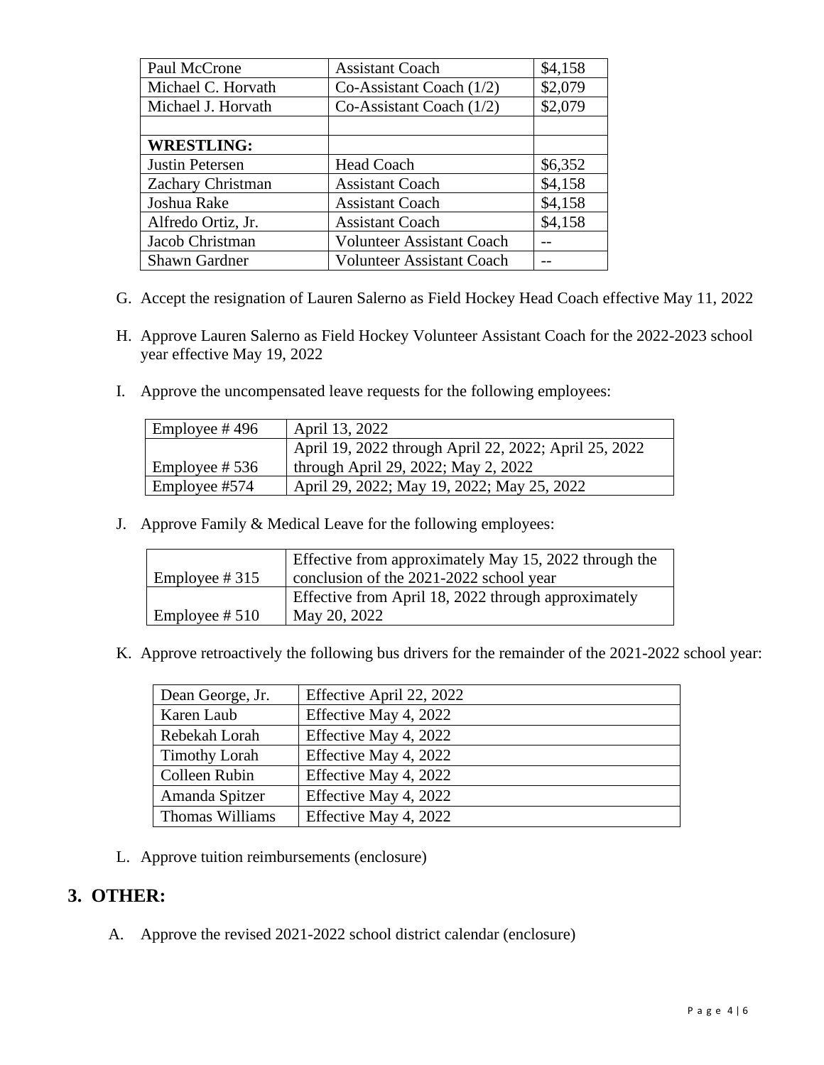| | | |
|---|---|---|
| Paul McCrone | Assistant Coach | $4,158 |
| Michael C. Horvath | Co-Assistant Coach (1/2) | $2,079 |
| Michael J. Horvath | Co-Assistant Coach (1/2) | $2,079 |
| | | |
| **WRESTLING:** | | |
| Justin Petersen | Head Coach | $6,352 |
| Zachary Christman | Assistant Coach | $4,158 |
| Joshua Rake | Assistant Coach | $4,158 |
| Alfredo Ortiz, Jr. | Assistant Coach | $4,158 |
| Jacob Christman | Volunteer Assistant Coach | -- |
| Shawn Gardner | Volunteer Assistant Coach | -- |

G. Accept the resignation of Lauren Salerno as Field Hockey Head Coach effective May 11, 2022

H. Approve Lauren Salerno as Field Hockey Volunteer Assistant Coach for the 2022-2023 school year effective May 19, 2022

I. Approve the uncompensated leave requests for the following employees:

| | |
|---|---|
| Employee # 496 | April 13, 2022 |
| Employee # 536 | April 19, 2022 through April 22, 2022; April 25, 2022 through April 29, 2022; May 2, 2022 |
| Employee #574 | April 29, 2022; May 19, 2022; May 25, 2022 |

J. Approve Family & Medical Leave for the following employees:

| | |
|---|---|
| Employee # 315 | Effective from approximately May 15, 2022 through the conclusion of the 2021-2022 school year |
| Employee # 510 | Effective from April 18, 2022 through approximately May 20, 2022 |

K. Approve retroactively the following bus drivers for the remainder of the 2021-2022 school year:

| | |
|---|---|
| Dean George, Jr. | Effective April 22, 2022 |
| Karen Laub | Effective May 4, 2022 |
| Rebekah Lorah | Effective May 4, 2022 |
| Timothy Lorah | Effective May 4, 2022 |
| Colleen Rubin | Effective May 4, 2022 |
| Amanda Spitzer | Effective May 4, 2022 |
| Thomas Williams | Effective May 4, 2022 |

L. Approve tuition reimbursements (enclosure)

## 3. OTHER:

A. Approve the revised 2021-2022 school district calendar (enclosure)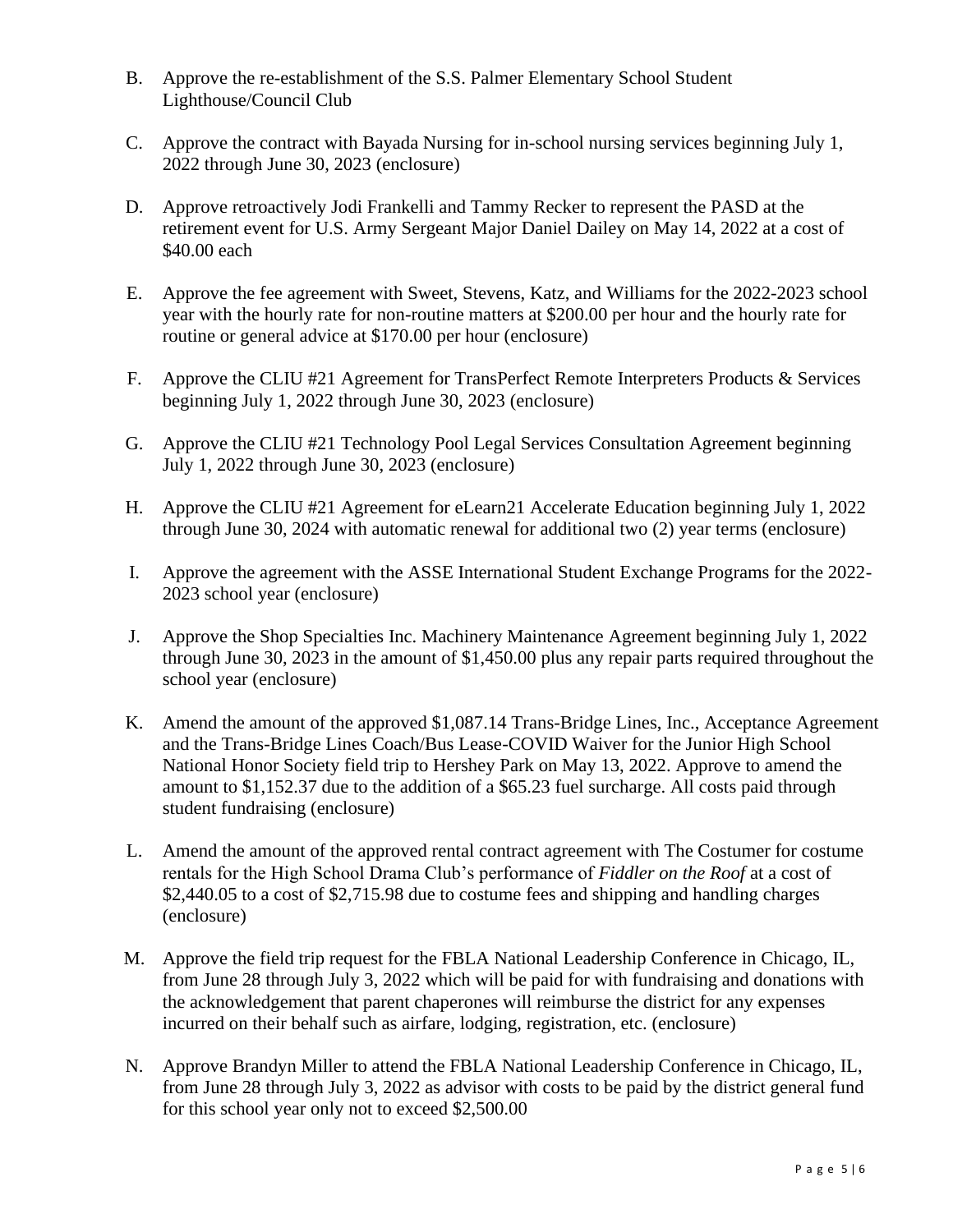B. Approve the re-establishment of the S.S. Palmer Elementary School Student Lighthouse/Council Club

C. Approve the contract with Bayada Nursing for in-school nursing services beginning July 1, 2022 through June 30, 2023 (enclosure)

D. Approve retroactively Jodi Frankelli and Tammy Recker to represent the PASD at the retirement event for U.S. Army Sergeant Major Daniel Dailey on May 14, 2022 at a cost of $40.00 each

E. Approve the fee agreement with Sweet, Stevens, Katz, and Williams for the 2022-2023 school year with the hourly rate for non-routine matters at $200.00 per hour and the hourly rate for routine or general advice at $170.00 per hour (enclosure)

F. Approve the CLIU #21 Agreement for TransPerfect Remote Interpreters Products & Services beginning July 1, 2022 through June 30, 2023 (enclosure)

G. Approve the CLIU #21 Technology Pool Legal Services Consultation Agreement beginning July 1, 2022 through June 30, 2023 (enclosure)

H. Approve the CLIU #21 Agreement for eLearn21 Accelerate Education beginning July 1, 2022 through June 30, 2024 with automatic renewal for additional two (2) year terms (enclosure)

I. Approve the agreement with the ASSE International Student Exchange Programs for the 2022-2023 school year (enclosure)

J. Approve the Shop Specialties Inc. Machinery Maintenance Agreement beginning July 1, 2022 through June 30, 2023 in the amount of $1,450.00 plus any repair parts required throughout the school year (enclosure)

K. Amend the amount of the approved $1,087.14 Trans-Bridge Lines, Inc., Acceptance Agreement and the Trans-Bridge Lines Coach/Bus Lease-COVID Waiver for the Junior High School National Honor Society field trip to Hershey Park on May 13, 2022. Approve to amend the amount to $1,152.37 due to the addition of a $65.23 fuel surcharge. All costs paid through student fundraising (enclosure)

L. Amend the amount of the approved rental contract agreement with The Costumer for costume rentals for the High School Drama Club's performance of *Fiddler on the Roof* at a cost of $2,440.05 to a cost of $2,715.98 due to costume fees and shipping and handling charges (enclosure)

M. Approve the field trip request for the FBLA National Leadership Conference in Chicago, IL, from June 28 through July 3, 2022 which will be paid for with fundraising and donations with the acknowledgement that parent chaperones will reimburse the district for any expenses incurred on their behalf such as airfare, lodging, registration, etc. (enclosure)

N. Approve Brandyn Miller to attend the FBLA National Leadership Conference in Chicago, IL, from June 28 through July 3, 2022 as advisor with costs to be paid by the district general fund for this school year only not to exceed $2,500.00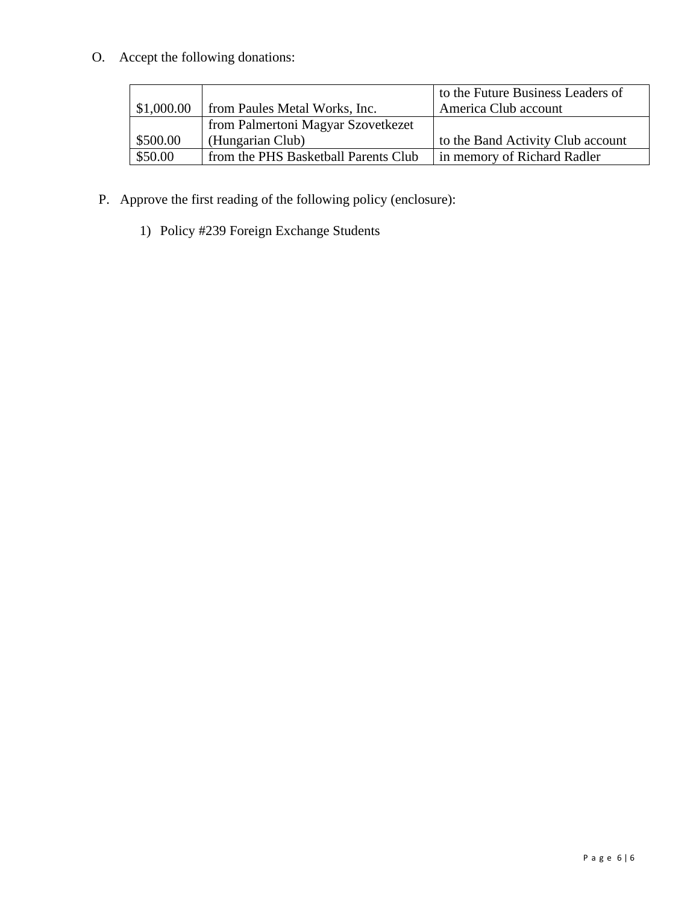O. Accept the following donations:

| | | |
|---|---|---|
| $1,000.00 | from Paules Metal Works, Inc. | to the Future Business Leaders of America Club account |
| $500.00 | from Palmertoni Magyar Szovetkezet (Hungarian Club) | to the Band Activity Club account |
| $50.00 | from the PHS Basketball Parents Club | in memory of Richard Radler |

P. Approve the first reading of the following policy (enclosure):

1) Policy #239 Foreign Exchange Students